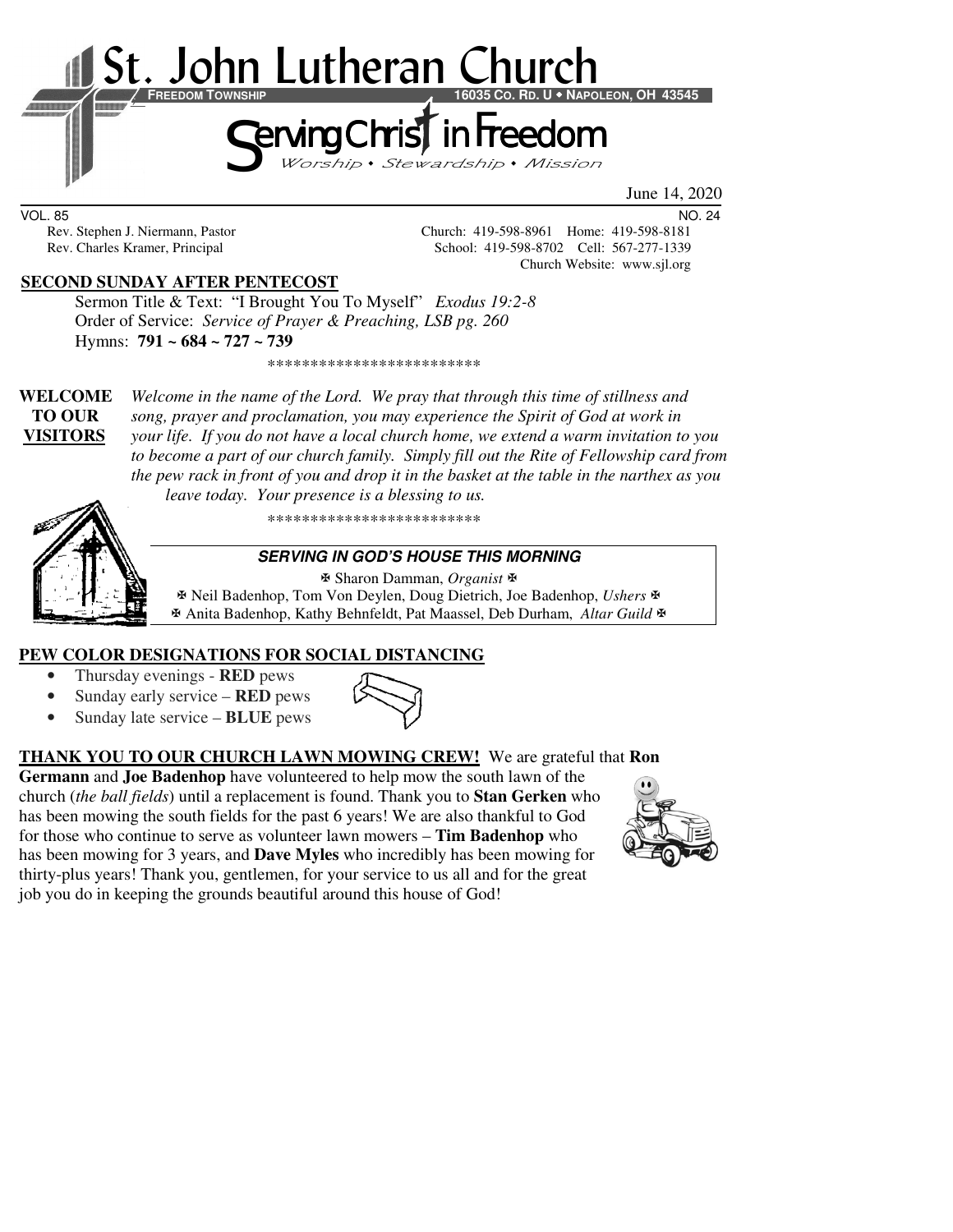# St. John Lutheran Church

**FREEDOM TOWNSHIP** **16035 CO. RD. U • NAPOLEON, OH 43545**

## Serving Christ in Freedom

*Worship • Stewardship • Mission*

June 14, 2020

VOL. 85 NO. 24

Rev. Stephen J. Niermann, Pastor Church: 419-598-8961 Home: 419-598-8181
Rev. Charles Kramer, Principal School: 419-598-8702 Cell: 567-277-1339
Church Website: www.sjl.org

## SECOND SUNDAY AFTER PENTECOST

Sermon Title & Text: "I Brought You To Myself" *Exodus 19:2-8*
Order of Service: *Service of Prayer & Preaching, LSB pg. 260*
Hymns: **791 ~ 684 ~ 727 ~ 739**

\*\*\*\*\*\*\*\*\*\*\*\*\*\*\*\*\*\*\*\*\*\*\*\*\*

**WELCOME TO OUR VISITORS** *Welcome in the name of the Lord. We pray that through this time of stillness and song, prayer and proclamation, you may experience the Spirit of God at work in your life. If you do not have a local church home, we extend a warm invitation to you to become a part of our church family. Simply fill out the Rite of Fellowship card from the pew rack in front of you and drop it in the basket at the table in the narthex as you leave today. Your presence is a blessing to us.*

\*\*\*\*\*\*\*\*\*\*\*\*\*\*\*\*\*\*\*\*\*\*\*\*\*

**SERVING IN GOD'S HOUSE THIS MORNING**

✠ Sharon Damman, *Organist* ✠
✠ Neil Badenhop, Tom Von Deylen, Doug Dietrich, Joe Badenhop, *Ushers* ✠
✠ Anita Badenhop, Kathy Behnfeldt, Pat Maassel, Deb Durham, *Altar Guild* ✠

## PEW COLOR DESIGNATIONS FOR SOCIAL DISTANCING

- Thursday evenings - **RED** pews
- Sunday early service – **RED** pews
- Sunday late service – **BLUE** pews

**THANK YOU TO OUR CHURCH LAWN MOWING CREW!** We are grateful that **Ron Germann** and **Joe Badenhop** have volunteered to help mow the south lawn of the church (*the ball fields*) until a replacement is found. Thank you to **Stan Gerken** who has been mowing the south fields for the past 6 years! We are also thankful to God for those who continue to serve as volunteer lawn mowers – **Tim Badenhop** who has been mowing for 3 years, and **Dave Myles** who incredibly has been mowing for thirty-plus years! Thank you, gentlemen, for your service to us all and for the great job you do in keeping the grounds beautiful around this house of God!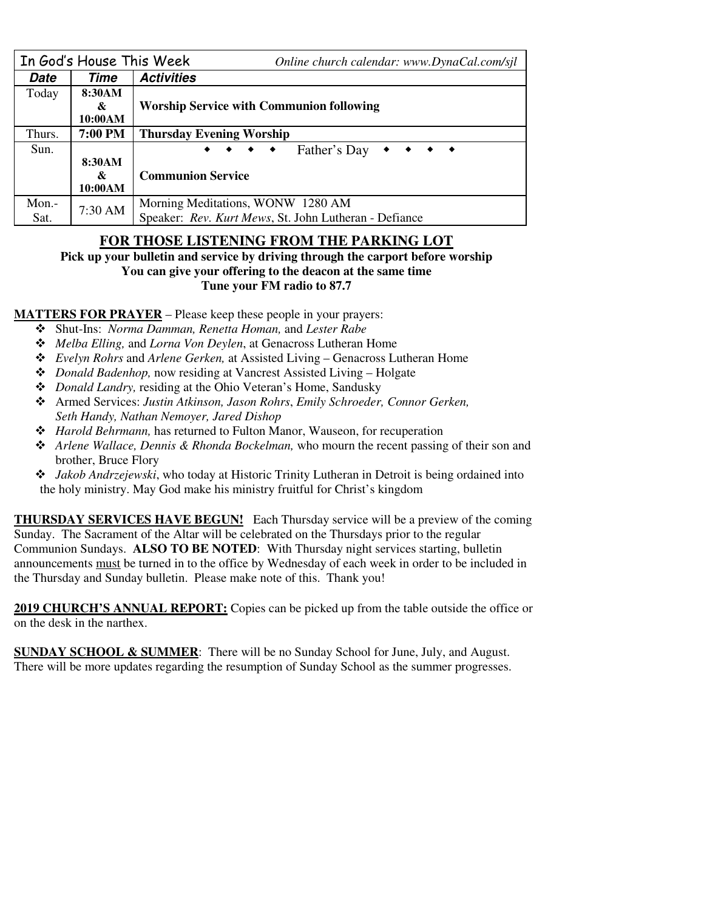| In God's House This Week | | *Online church calendar: www.DynaCal.com/sjl* |
|---|---|---|
| ***Date*** | ***Time*** | ***Activities*** |
| Today | **8:30AM & 10:00AM** | **Worship Service with Communion following** |
| Thurs. | **7:00 PM** | **Thursday Evening Worship** |
| Sun. | **8:30AM & 10:00AM** | ◆ ◆ ◆ ◆ Father's Day ◆ ◆ ◆ ◆ **Communion Service** |
| Mon.-Sat. | 7:30 AM | Morning Meditations, WONW 1280 AM Speaker: *Rev. Kurt Mews*, St. John Lutheran - Defiance |

## FOR THOSE LISTENING FROM THE PARKING LOT

**Pick up your bulletin and service by driving through the carport before worship**
**You can give your offering to the deacon at the same time**
**Tune your FM radio to 87.7**

**MATTERS FOR PRAYER** – Please keep these people in your prayers:

- Shut-Ins: *Norma Damman, Renetta Homan,* and *Lester Rabe*
- *Melba Elling,* and *Lorna Von Deylen*, at Genacross Lutheran Home
- *Evelyn Rohrs* and *Arlene Gerken,* at Assisted Living – Genacross Lutheran Home
- *Donald Badenhop,* now residing at Vancrest Assisted Living – Holgate
- *Donald Landry,* residing at the Ohio Veteran's Home, Sandusky
- Armed Services: *Justin Atkinson, Jason Rohrs*, *Emily Schroeder, Connor Gerken, Seth Handy, Nathan Nemoyer, Jared Dishop*
- *Harold Behrmann,* has returned to Fulton Manor, Wauseon, for recuperation
- *Arlene Wallace, Dennis & Rhonda Bockelman,* who mourn the recent passing of their son and brother, Bruce Flory
- *Jakob Andrzejewski*, who today at Historic Trinity Lutheran in Detroit is being ordained into the holy ministry. May God make his ministry fruitful for Christ's kingdom

**THURSDAY SERVICES HAVE BEGUN!** Each Thursday service will be a preview of the coming Sunday. The Sacrament of the Altar will be celebrated on the Thursdays prior to the regular Communion Sundays. **ALSO TO BE NOTED**: With Thursday night services starting, bulletin announcements must be turned in to the office by Wednesday of each week in order to be included in the Thursday and Sunday bulletin. Please make note of this. Thank you!

**2019 CHURCH'S ANNUAL REPORT:** Copies can be picked up from the table outside the office or on the desk in the narthex.

**SUNDAY SCHOOL & SUMMER**: There will be no Sunday School for June, July, and August. There will be more updates regarding the resumption of Sunday School as the summer progresses.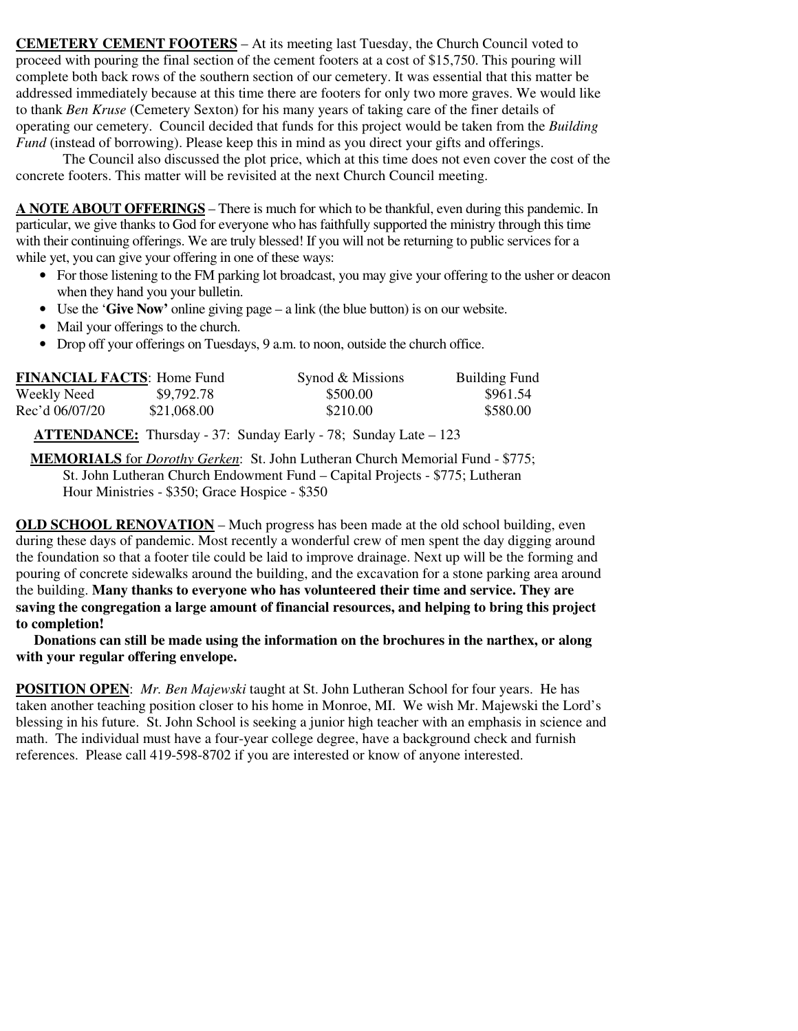**CEMETERY CEMENT FOOTERS** – At its meeting last Tuesday, the Church Council voted to proceed with pouring the final section of the cement footers at a cost of $15,750. This pouring will complete both back rows of the southern section of our cemetery. It was essential that this matter be addressed immediately because at this time there are footers for only two more graves. We would like to thank *Ben Kruse* (Cemetery Sexton) for his many years of taking care of the finer details of operating our cemetery. Council decided that funds for this project would be taken from the *Building Fund* (instead of borrowing). Please keep this in mind as you direct your gifts and offerings.

The Council also discussed the plot price, which at this time does not even cover the cost of the concrete footers. This matter will be revisited at the next Church Council meeting.

**A NOTE ABOUT OFFERINGS** – There is much for which to be thankful, even during this pandemic. In particular, we give thanks to God for everyone who has faithfully supported the ministry through this time with their continuing offerings. We are truly blessed! If you will not be returning to public services for a while yet, you can give your offering in one of these ways:

- For those listening to the FM parking lot broadcast, you may give your offering to the usher or deacon when they hand you your bulletin.
- Use the '**Give Now'** online giving page – a link (the blue button) is on our website.
- Mail your offerings to the church.
- Drop off your offerings on Tuesdays, 9 a.m. to noon, outside the church office.

| **FINANCIAL FACTS**: | Home Fund | Synod & Missions | Building Fund |
|---|---|---|---|
| Weekly Need | $9,792.78 | $500.00 | $961.54 |
| Rec'd 06/07/20 | $21,068.00 | $210.00 | $580.00 |

**ATTENDANCE:** Thursday - 37: Sunday Early - 78; Sunday Late – 123

**MEMORIALS** for *Dorothy Gerken*: St. John Lutheran Church Memorial Fund - $775; St. John Lutheran Church Endowment Fund – Capital Projects - $775; Lutheran Hour Ministries - $350; Grace Hospice - $350

**OLD SCHOOL RENOVATION** – Much progress has been made at the old school building, even during these days of pandemic. Most recently a wonderful crew of men spent the day digging around the foundation so that a footer tile could be laid to improve drainage. Next up will be the forming and pouring of concrete sidewalks around the building, and the excavation for a stone parking area around the building. **Many thanks to everyone who has volunteered their time and service. They are saving the congregation a large amount of financial resources, and helping to bring this project to completion!**

**Donations can still be made using the information on the brochures in the narthex, or along with your regular offering envelope.**

**POSITION OPEN**: *Mr. Ben Majewski* taught at St. John Lutheran School for four years. He has taken another teaching position closer to his home in Monroe, MI. We wish Mr. Majewski the Lord's blessing in his future. St. John School is seeking a junior high teacher with an emphasis in science and math. The individual must have a four-year college degree, have a background check and furnish references. Please call 419-598-8702 if you are interested or know of anyone interested.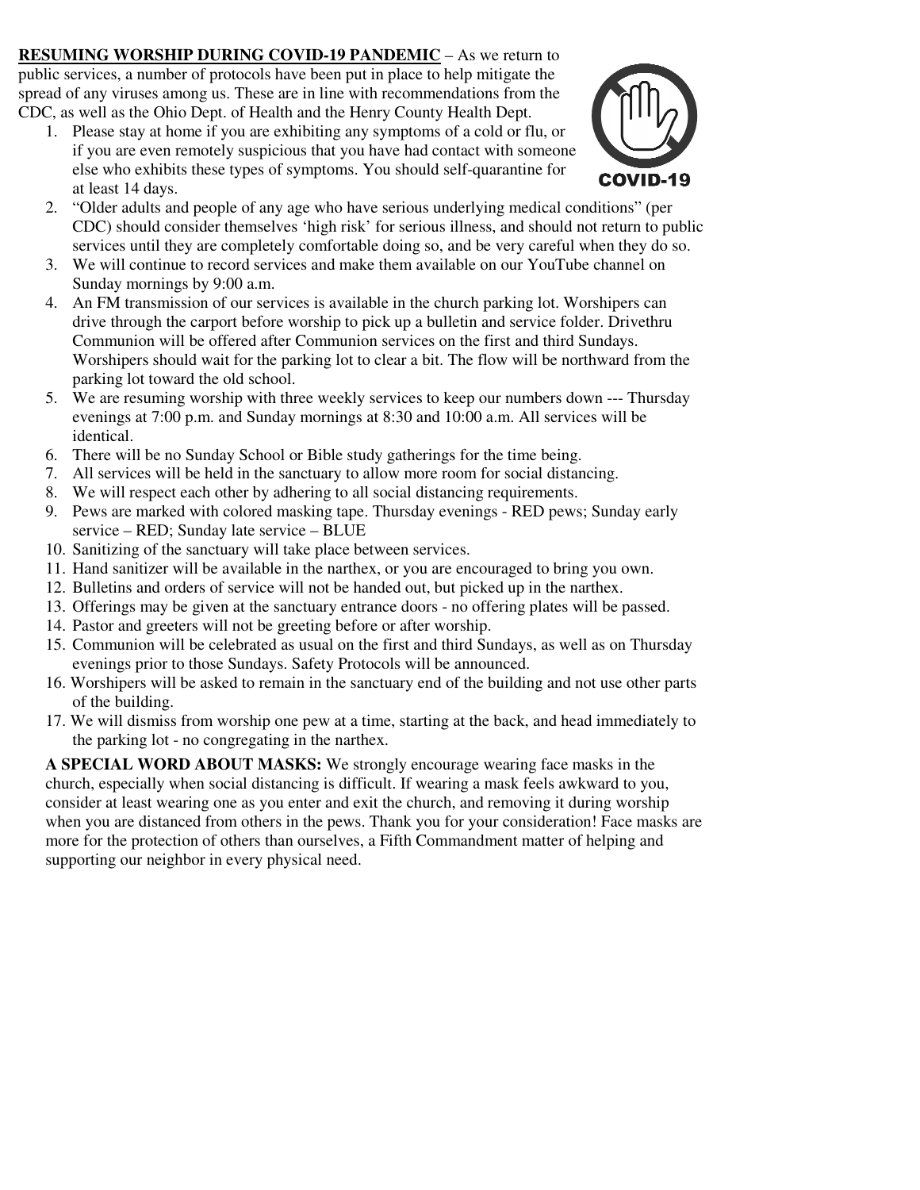**RESUMING WORSHIP DURING COVID-19 PANDEMIC** – As we return to public services, a number of protocols have been put in place to help mitigate the spread of any viruses among us. These are in line with recommendations from the CDC, as well as the Ohio Dept. of Health and the Henry County Health Dept.

1. Please stay at home if you are exhibiting any symptoms of a cold or flu, or if you are even remotely suspicious that you have had contact with someone else who exhibits these types of symptoms. You should self-quarantine for at least 14 days.
2. "Older adults and people of any age who have serious underlying medical conditions" (per CDC) should consider themselves 'high risk' for serious illness, and should not return to public services until they are completely comfortable doing so, and be very careful when they do so.
3. We will continue to record services and make them available on our YouTube channel on Sunday mornings by 9:00 a.m.
4. An FM transmission of our services is available in the church parking lot. Worshipers can drive through the carport before worship to pick up a bulletin and service folder. Drivethru Communion will be offered after Communion services on the first and third Sundays. Worshipers should wait for the parking lot to clear a bit. The flow will be northward from the parking lot toward the old school.
5. We are resuming worship with three weekly services to keep our numbers down --- Thursday evenings at 7:00 p.m. and Sunday mornings at 8:30 and 10:00 a.m. All services will be identical.
6. There will be no Sunday School or Bible study gatherings for the time being.
7. All services will be held in the sanctuary to allow more room for social distancing.
8. We will respect each other by adhering to all social distancing requirements.
9. Pews are marked with colored masking tape. Thursday evenings - RED pews; Sunday early service – RED; Sunday late service – BLUE
10. Sanitizing of the sanctuary will take place between services.
11. Hand sanitizer will be available in the narthex, or you are encouraged to bring you own.
12. Bulletins and orders of service will not be handed out, but picked up in the narthex.
13. Offerings may be given at the sanctuary entrance doors - no offering plates will be passed.
14. Pastor and greeters will not be greeting before or after worship.
15. Communion will be celebrated as usual on the first and third Sundays, as well as on Thursday evenings prior to those Sundays. Safety Protocols will be announced.
16. Worshipers will be asked to remain in the sanctuary end of the building and not use other parts of the building.
17. We will dismiss from worship one pew at a time, starting at the back, and head immediately to the parking lot - no congregating in the narthex.

**A SPECIAL WORD ABOUT MASKS:** We strongly encourage wearing face masks in the church, especially when social distancing is difficult. If wearing a mask feels awkward to you, consider at least wearing one as you enter and exit the church, and removing it during worship when you are distanced from others in the pews. Thank you for your consideration! Face masks are more for the protection of others than ourselves, a Fifth Commandment matter of helping and supporting our neighbor in every physical need.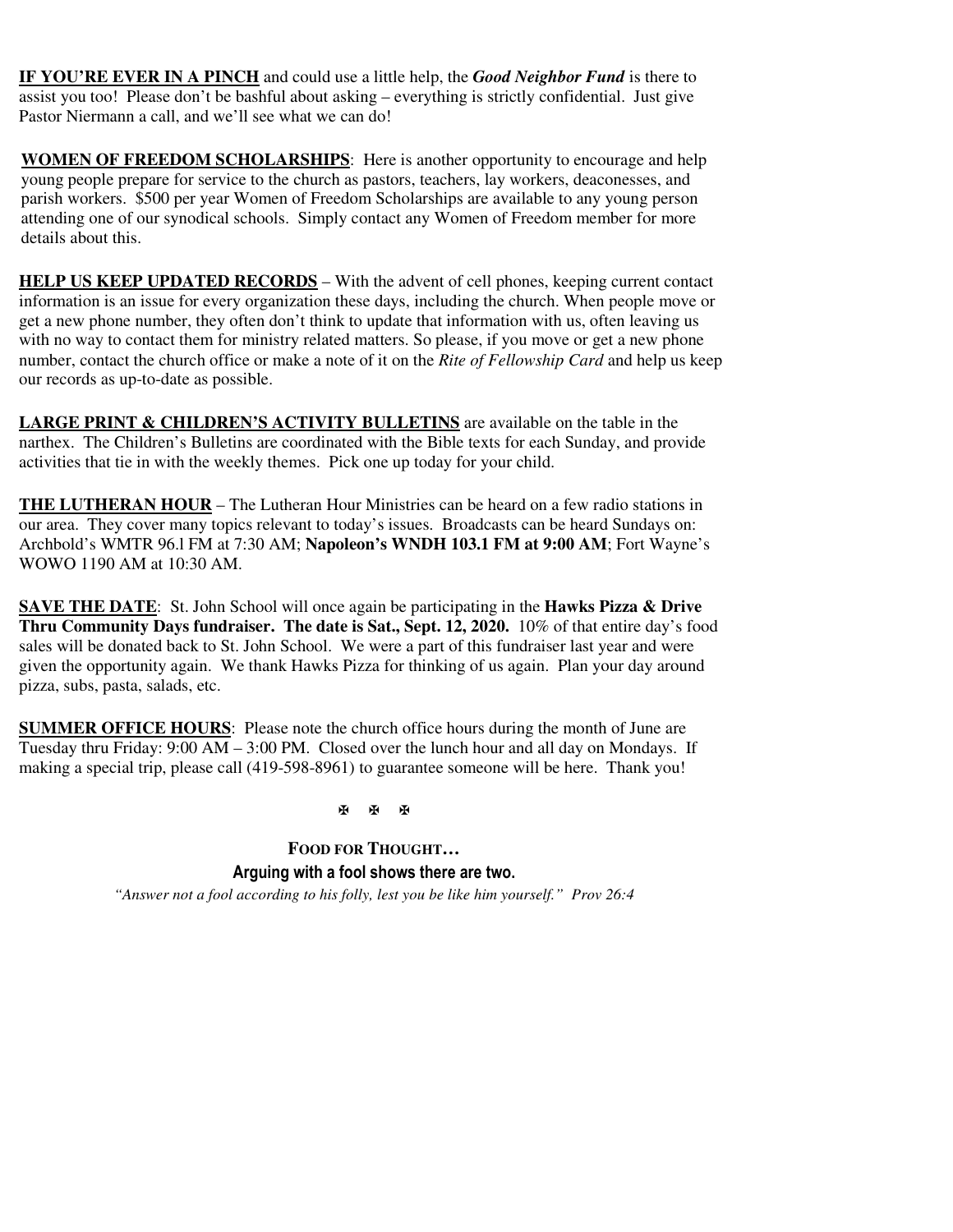**IF YOU'RE EVER IN A PINCH** and could use a little help, the ***Good Neighbor Fund*** is there to assist you too! Please don't be bashful about asking – everything is strictly confidential. Just give Pastor Niermann a call, and we'll see what we can do!

**WOMEN OF FREEDOM SCHOLARSHIPS**: Here is another opportunity to encourage and help young people prepare for service to the church as pastors, teachers, lay workers, deaconesses, and parish workers. $500 per year Women of Freedom Scholarships are available to any young person attending one of our synodical schools. Simply contact any Women of Freedom member for more details about this.

**HELP US KEEP UPDATED RECORDS** – With the advent of cell phones, keeping current contact information is an issue for every organization these days, including the church. When people move or get a new phone number, they often don't think to update that information with us, often leaving us with no way to contact them for ministry related matters. So please, if you move or get a new phone number, contact the church office or make a note of it on the *Rite of Fellowship Card* and help us keep our records as up-to-date as possible.

**LARGE PRINT & CHILDREN'S ACTIVITY BULLETINS** are available on the table in the narthex. The Children's Bulletins are coordinated with the Bible texts for each Sunday, and provide activities that tie in with the weekly themes. Pick one up today for your child.

**THE LUTHERAN HOUR** – The Lutheran Hour Ministries can be heard on a few radio stations in our area. They cover many topics relevant to today's issues. Broadcasts can be heard Sundays on: Archbold's WMTR 96.l FM at 7:30 AM; **Napoleon's WNDH 103.1 FM at 9:00 AM**; Fort Wayne's WOWO 1190 AM at 10:30 AM.

**SAVE THE DATE**: St. John School will once again be participating in the **Hawks Pizza & Drive Thru Community Days fundraiser. The date is Sat., Sept. 12, 2020.** 10% of that entire day's food sales will be donated back to St. John School. We were a part of this fundraiser last year and were given the opportunity again. We thank Hawks Pizza for thinking of us again. Plan your day around pizza, subs, pasta, salads, etc.

**SUMMER OFFICE HOURS**: Please note the church office hours during the month of June are Tuesday thru Friday: 9:00 AM – 3:00 PM. Closed over the lunch hour and all day on Mondays. If making a special trip, please call (419-598-8961) to guarantee someone will be here. Thank you!

✠ ✠ ✠

**FOOD FOR THOUGHT…**

**Arguing with a fool shows there are two.**

*"Answer not a fool according to his folly, lest you be like him yourself." Prov 26:4*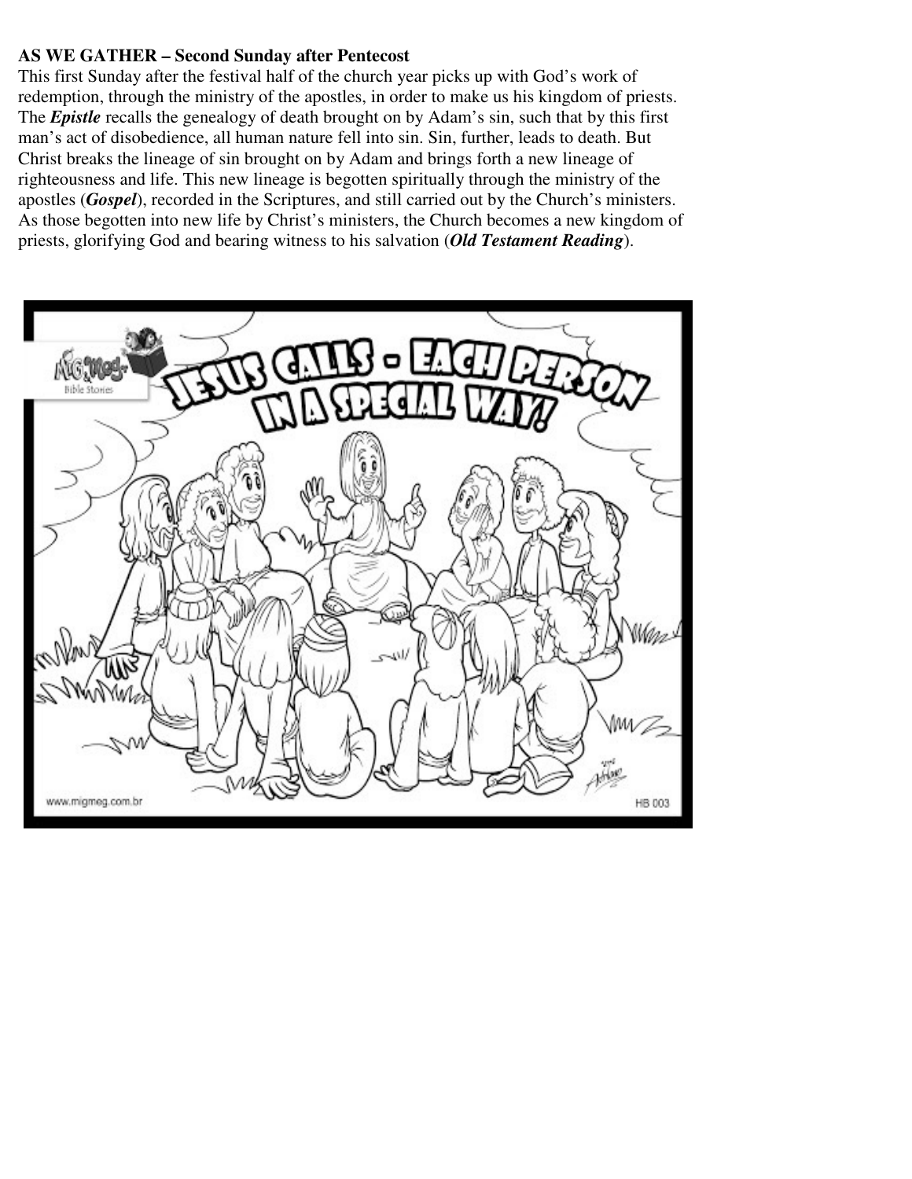**AS WE GATHER – Second Sunday after Pentecost**

This first Sunday after the festival half of the church year picks up with God's work of redemption, through the ministry of the apostles, in order to make us his kingdom of priests. The ***Epistle*** recalls the genealogy of death brought on by Adam's sin, such that by this first man's act of disobedience, all human nature fell into sin. Sin, further, leads to death. But Christ breaks the lineage of sin brought on by Adam and brings forth a new lineage of righteousness and life. This new lineage is begotten spiritually through the ministry of the apostles (***Gospel***), recorded in the Scriptures, and still carried out by the Church's ministers. As those begotten into new life by Christ's ministers, the Church becomes a new kingdom of priests, glorifying God and bearing witness to his salvation (***Old Testament Reading***).